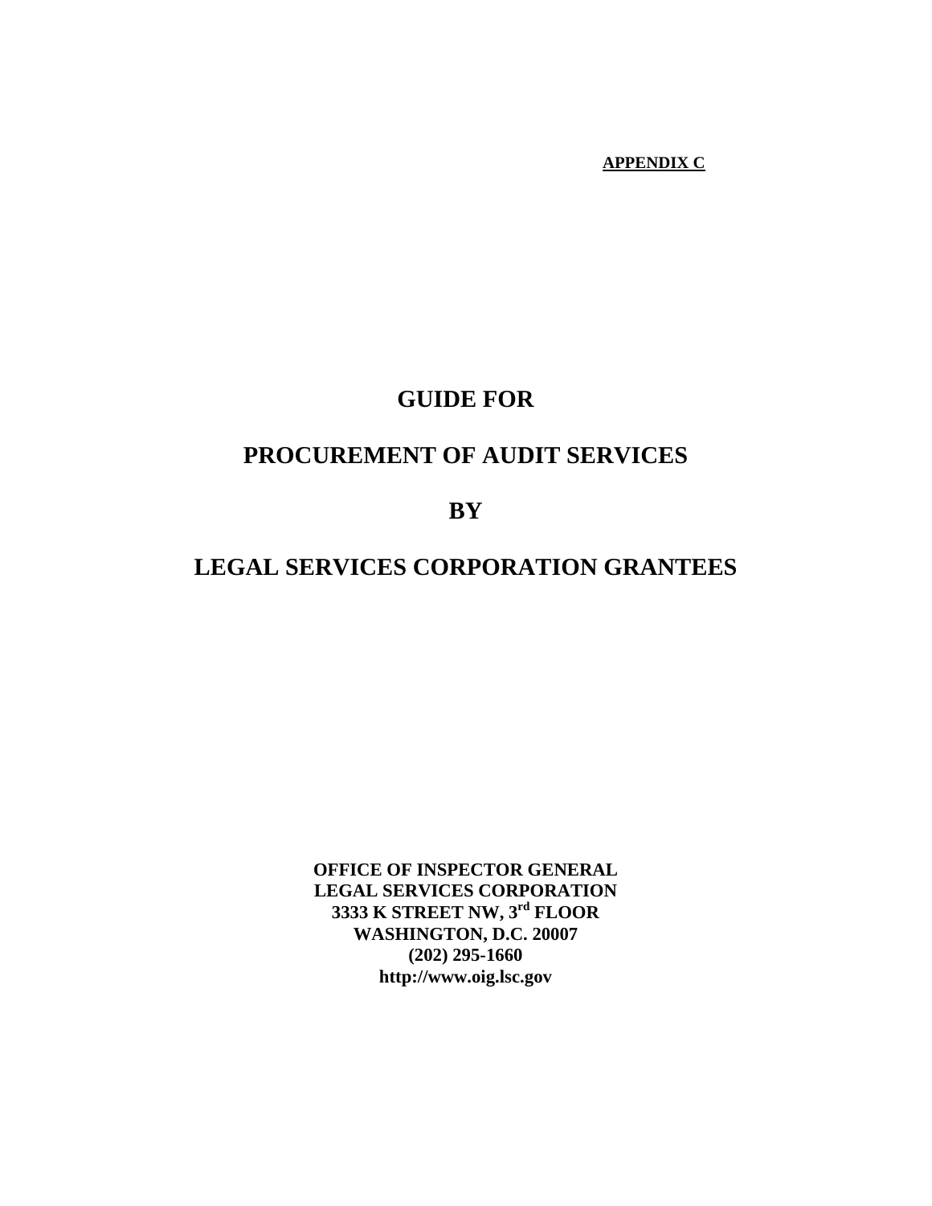**APPENDIX C**

# GUIDE FOR

# PROCUREMENT OF AUDIT SERVICES

# BY

# LEGAL SERVICES CORPORATION GRANTEES

**OFFICE OF INSPECTOR GENERAL**
**LEGAL SERVICES CORPORATION**
**3333 K STREET NW, 3rd FLOOR**
**WASHINGTON, D.C. 20007**
**(202) 295-1660**
**http://www.oig.lsc.gov**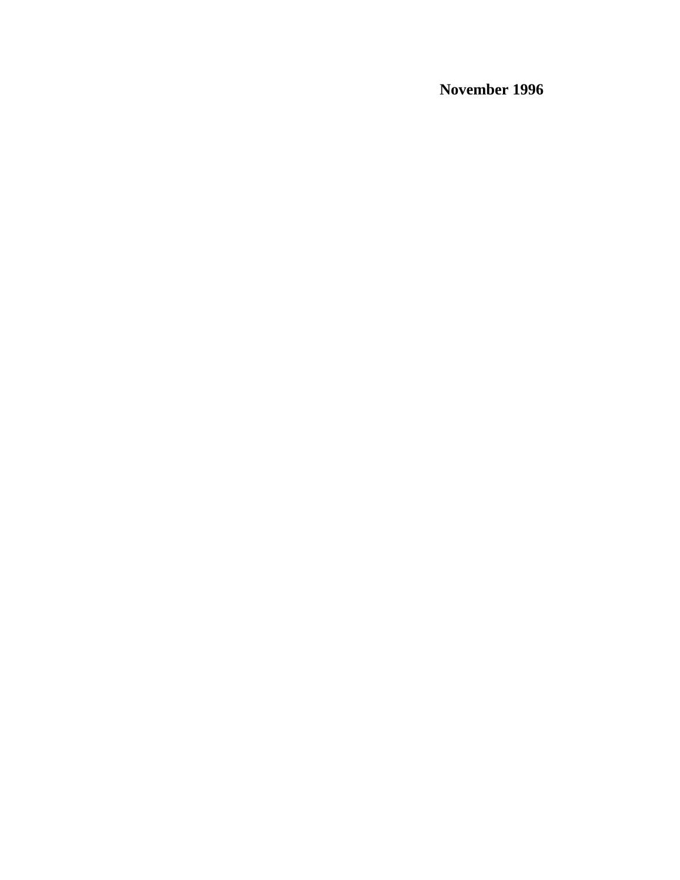**November 1996**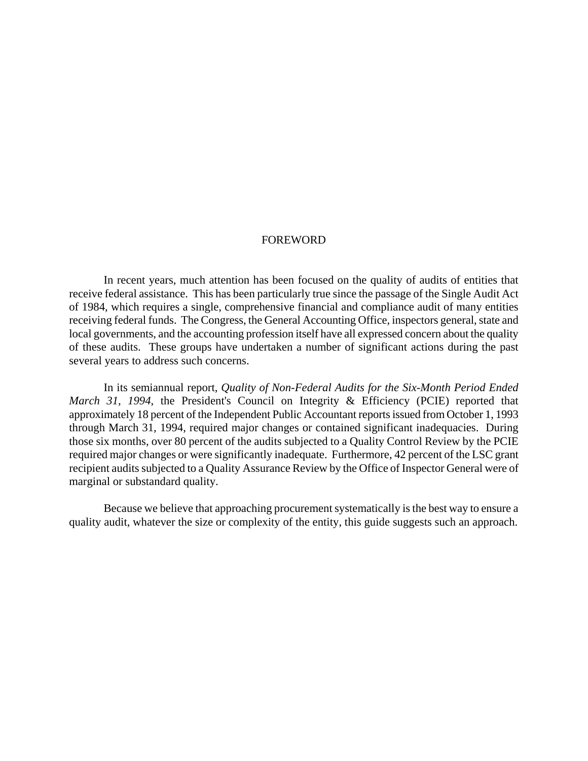# FOREWORD

In recent years, much attention has been focused on the quality of audits of entities that receive federal assistance. This has been particularly true since the passage of the Single Audit Act of 1984, which requires a single, comprehensive financial and compliance audit of many entities receiving federal funds. The Congress, the General Accounting Office, inspectors general, state and local governments, and the accounting profession itself have all expressed concern about the quality of these audits. These groups have undertaken a number of significant actions during the past several years to address such concerns.

In its semiannual report, *Quality of Non-Federal Audits for the Six-Month Period Ended March 31, 1994*, the President's Council on Integrity & Efficiency (PCIE) reported that approximately 18 percent of the Independent Public Accountant reports issued from October 1, 1993 through March 31, 1994, required major changes or contained significant inadequacies. During those six months, over 80 percent of the audits subjected to a Quality Control Review by the PCIE required major changes or were significantly inadequate. Furthermore, 42 percent of the LSC grant recipient audits subjected to a Quality Assurance Review by the Office of Inspector General were of marginal or substandard quality.

Because we believe that approaching procurement systematically is the best way to ensure a quality audit, whatever the size or complexity of the entity, this guide suggests such an approach.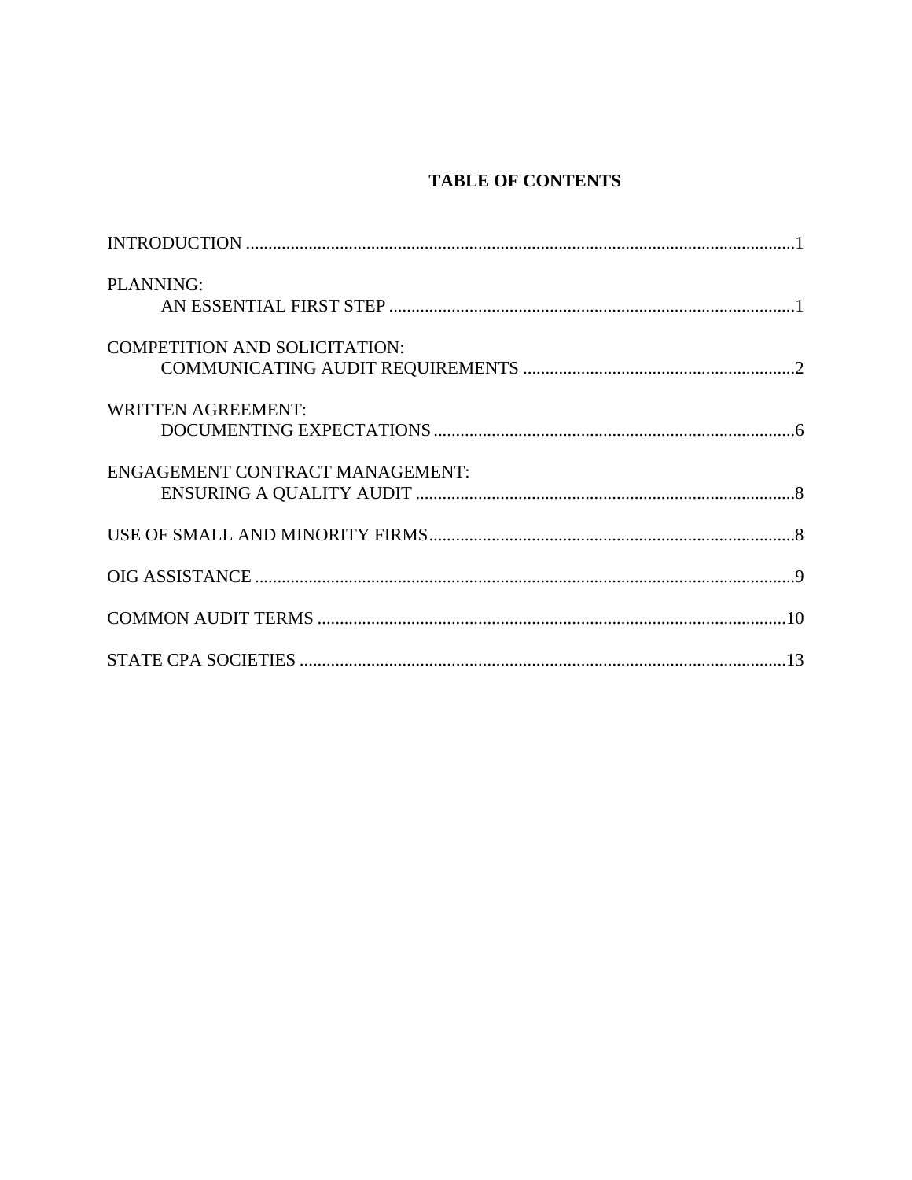**TABLE OF CONTENTS**

INTRODUCTION ..........................................................................................................................1

PLANNING:
AN ESSENTIAL FIRST STEP ..........................................................................................1

COMPETITION AND SOLICITATION:
COMMUNICATING AUDIT REQUIREMENTS .............................................................2

WRITTEN AGREEMENT:
DOCUMENTING EXPECTATIONS .................................................................................6

ENGAGEMENT CONTRACT MANAGEMENT:
ENSURING A QUALITY AUDIT .....................................................................................8

USE OF SMALL AND MINORITY FIRMS..................................................................................8

OIG ASSISTANCE .........................................................................................................................9

COMMON AUDIT TERMS .........................................................................................................10

STATE CPA SOCIETIES .............................................................................................................13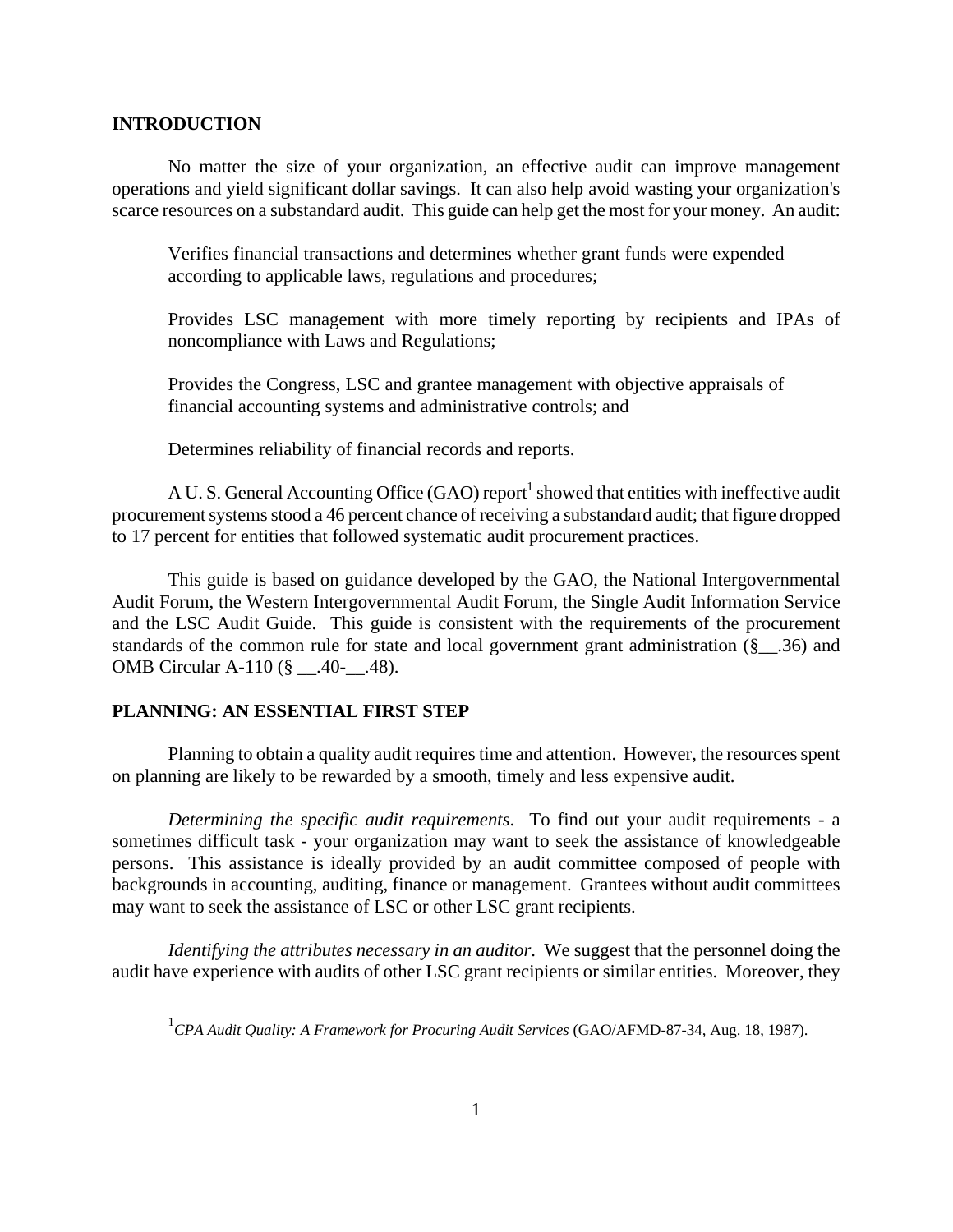## INTRODUCTION

No matter the size of your organization, an effective audit can improve management operations and yield significant dollar savings. It can also help avoid wasting your organization's scarce resources on a substandard audit. This guide can help get the most for your money. An audit:

> Verifies financial transactions and determines whether grant funds were expended according to applicable laws, regulations and procedures;
>
> Provides LSC management with more timely reporting by recipients and IPAs of noncompliance with Laws and Regulations;
>
> Provides the Congress, LSC and grantee management with objective appraisals of financial accounting systems and administrative controls; and
>
> Determines reliability of financial records and reports.

A U. S. General Accounting Office (GAO) report[1] showed that entities with ineffective audit procurement systems stood a 46 percent chance of receiving a substandard audit; that figure dropped to 17 percent for entities that followed systematic audit procurement practices.

This guide is based on guidance developed by the GAO, the National Intergovernmental Audit Forum, the Western Intergovernmental Audit Forum, the Single Audit Information Service and the LSC Audit Guide. This guide is consistent with the requirements of the procurement standards of the common rule for state and local government grant administration (§__.36) and OMB Circular A-110 (§ __.40-__.48).

## PLANNING: AN ESSENTIAL FIRST STEP

Planning to obtain a quality audit requires time and attention. However, the resources spent on planning are likely to be rewarded by a smooth, timely and less expensive audit.

*Determining the specific audit requirements*. To find out your audit requirements - a sometimes difficult task - your organization may want to seek the assistance of knowledgeable persons. This assistance is ideally provided by an audit committee composed of people with backgrounds in accounting, auditing, finance or management. Grantees without audit committees may want to seek the assistance of LSC or other LSC grant recipients.

*Identifying the attributes necessary in an auditor*. We suggest that the personnel doing the audit have experience with audits of other LSC grant recipients or similar entities. Moreover, they

---

[1] *CPA Audit Quality: A Framework for Procuring Audit Services* (GAO/AFMD-87-34, Aug. 18, 1987).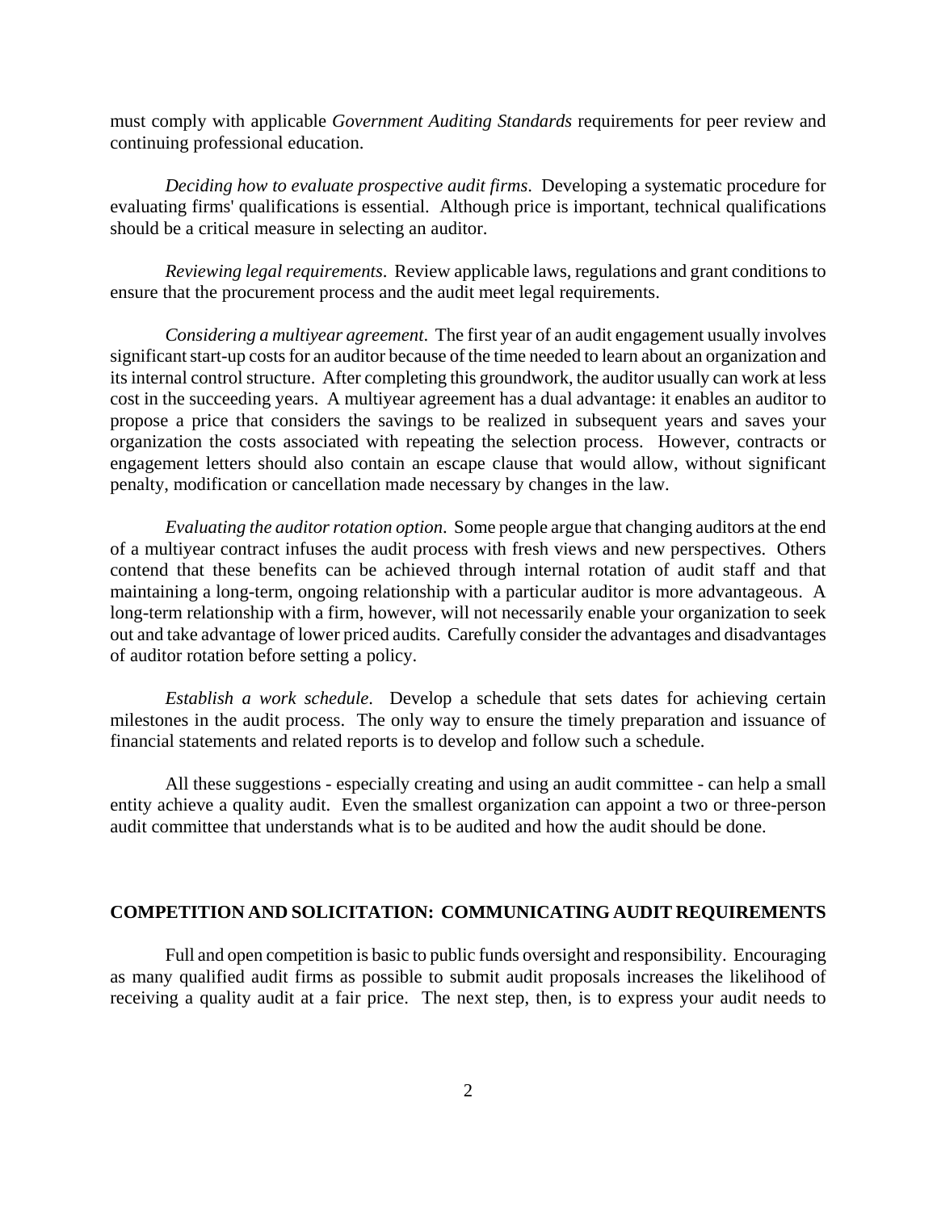must comply with applicable *Government Auditing Standards* requirements for peer review and continuing professional education.

*Deciding how to evaluate prospective audit firms*. Developing a systematic procedure for evaluating firms' qualifications is essential. Although price is important, technical qualifications should be a critical measure in selecting an auditor.

*Reviewing legal requirements*. Review applicable laws, regulations and grant conditions to ensure that the procurement process and the audit meet legal requirements.

*Considering a multiyear agreement*. The first year of an audit engagement usually involves significant start-up costs for an auditor because of the time needed to learn about an organization and its internal control structure. After completing this groundwork, the auditor usually can work at less cost in the succeeding years. A multiyear agreement has a dual advantage: it enables an auditor to propose a price that considers the savings to be realized in subsequent years and saves your organization the costs associated with repeating the selection process. However, contracts or engagement letters should also contain an escape clause that would allow, without significant penalty, modification or cancellation made necessary by changes in the law.

*Evaluating the auditor rotation option*. Some people argue that changing auditors at the end of a multiyear contract infuses the audit process with fresh views and new perspectives. Others contend that these benefits can be achieved through internal rotation of audit staff and that maintaining a long-term, ongoing relationship with a particular auditor is more advantageous. A long-term relationship with a firm, however, will not necessarily enable your organization to seek out and take advantage of lower priced audits. Carefully consider the advantages and disadvantages of auditor rotation before setting a policy.

*Establish a work schedule*. Develop a schedule that sets dates for achieving certain milestones in the audit process. The only way to ensure the timely preparation and issuance of financial statements and related reports is to develop and follow such a schedule.

All these suggestions - especially creating and using an audit committee - can help a small entity achieve a quality audit. Even the smallest organization can appoint a two or three-person audit committee that understands what is to be audited and how the audit should be done.

## COMPETITION AND SOLICITATION: COMMUNICATING AUDIT REQUIREMENTS

Full and open competition is basic to public funds oversight and responsibility. Encouraging as many qualified audit firms as possible to submit audit proposals increases the likelihood of receiving a quality audit at a fair price. The next step, then, is to express your audit needs to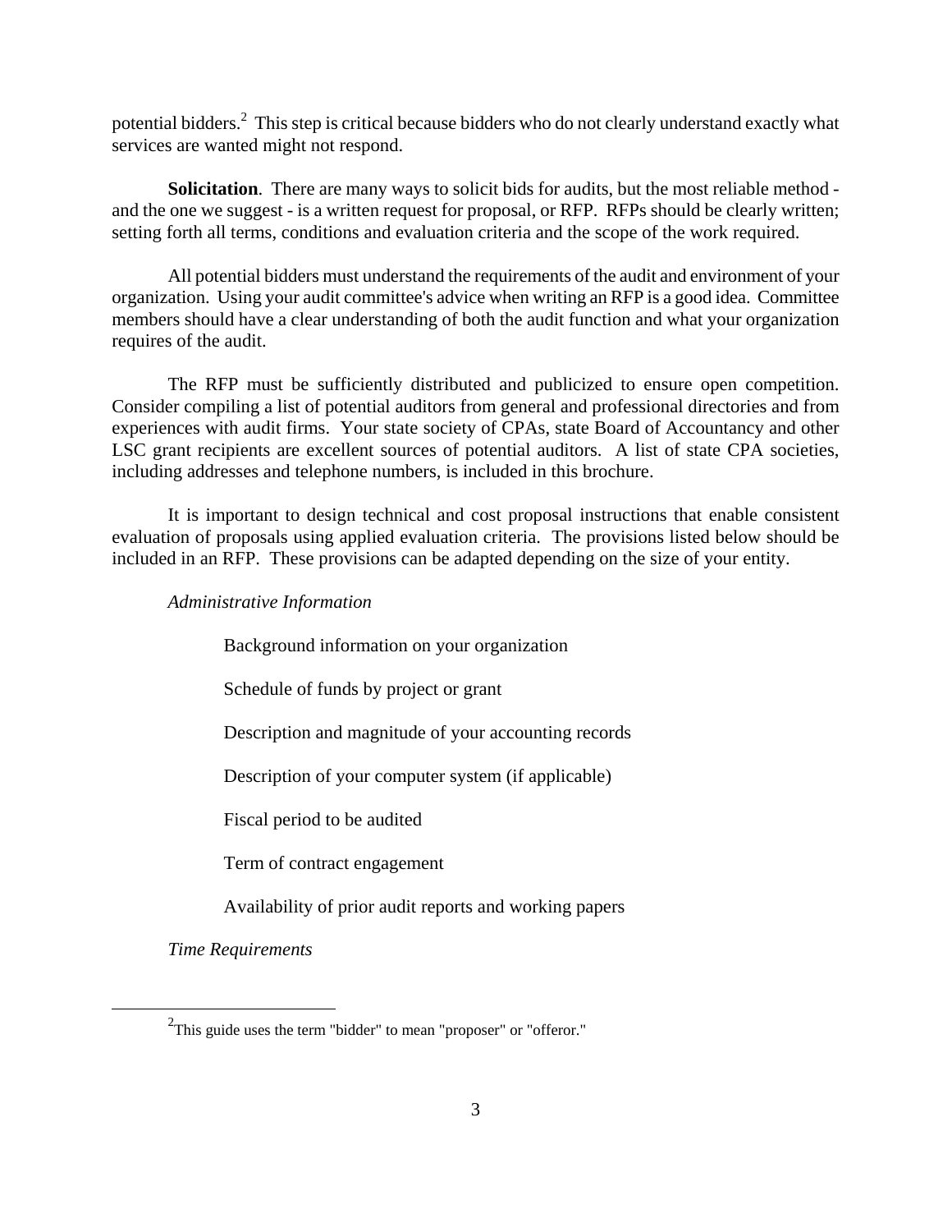potential bidders.[2] This step is critical because bidders who do not clearly understand exactly what services are wanted might not respond.

**Solicitation**. There are many ways to solicit bids for audits, but the most reliable method - and the one we suggest - is a written request for proposal, or RFP. RFPs should be clearly written; setting forth all terms, conditions and evaluation criteria and the scope of the work required.

All potential bidders must understand the requirements of the audit and environment of your organization. Using your audit committee's advice when writing an RFP is a good idea. Committee members should have a clear understanding of both the audit function and what your organization requires of the audit.

The RFP must be sufficiently distributed and publicized to ensure open competition. Consider compiling a list of potential auditors from general and professional directories and from experiences with audit firms. Your state society of CPAs, state Board of Accountancy and other LSC grant recipients are excellent sources of potential auditors. A list of state CPA societies, including addresses and telephone numbers, is included in this brochure.

It is important to design technical and cost proposal instructions that enable consistent evaluation of proposals using applied evaluation criteria. The provisions listed below should be included in an RFP. These provisions can be adapted depending on the size of your entity.

*Administrative Information*

- Background information on your organization
- Schedule of funds by project or grant
- Description and magnitude of your accounting records
- Description of your computer system (if applicable)
- Fiscal period to be audited
- Term of contract engagement
- Availability of prior audit reports and working papers

*Time Requirements*

---

[2] This guide uses the term "bidder" to mean "proposer" or "offeror."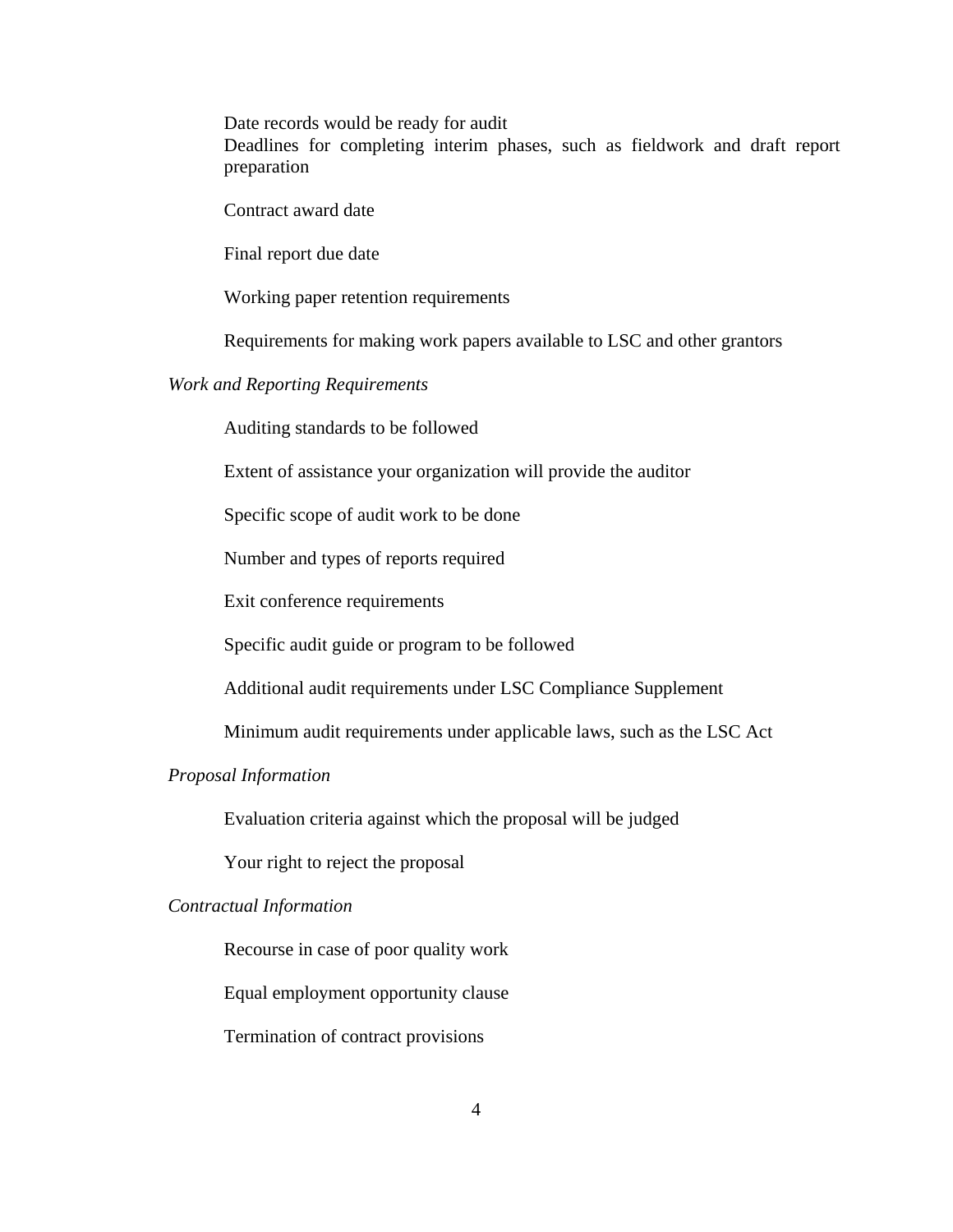Date records would be ready for audit

Deadlines for completing interim phases, such as fieldwork and draft report preparation

Contract award date

Final report due date

Working paper retention requirements

Requirements for making work papers available to LSC and other grantors

*Work and Reporting Requirements*

Auditing standards to be followed

Extent of assistance your organization will provide the auditor

Specific scope of audit work to be done

Number and types of reports required

Exit conference requirements

Specific audit guide or program to be followed

Additional audit requirements under LSC Compliance Supplement

Minimum audit requirements under applicable laws, such as the LSC Act

*Proposal Information*

Evaluation criteria against which the proposal will be judged

Your right to reject the proposal

*Contractual Information*

Recourse in case of poor quality work

Equal employment opportunity clause

Termination of contract provisions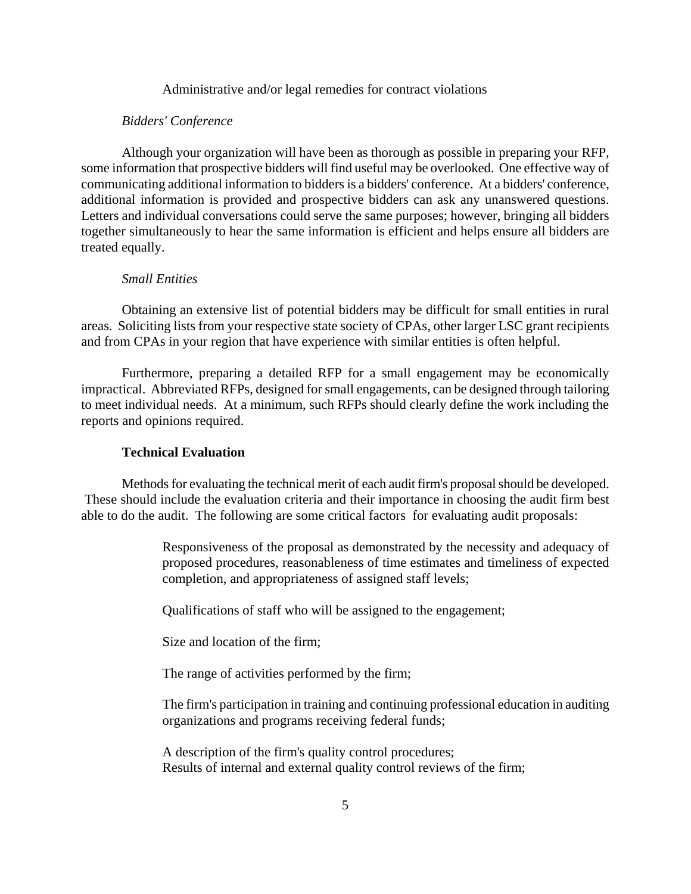Administrative and/or legal remedies for contract violations

*Bidders' Conference*

Although your organization will have been as thorough as possible in preparing your RFP, some information that prospective bidders will find useful may be overlooked. One effective way of communicating additional information to bidders is a bidders' conference. At a bidders' conference, additional information is provided and prospective bidders can ask any unanswered questions. Letters and individual conversations could serve the same purposes; however, bringing all bidders together simultaneously to hear the same information is efficient and helps ensure all bidders are treated equally.

*Small Entities*

Obtaining an extensive list of potential bidders may be difficult for small entities in rural areas. Soliciting lists from your respective state society of CPAs, other larger LSC grant recipients and from CPAs in your region that have experience with similar entities is often helpful.

Furthermore, preparing a detailed RFP for a small engagement may be economically impractical. Abbreviated RFPs, designed for small engagements, can be designed through tailoring to meet individual needs. At a minimum, such RFPs should clearly define the work including the reports and opinions required.

**Technical Evaluation**

Methods for evaluating the technical merit of each audit firm's proposal should be developed. These should include the evaluation criteria and their importance in choosing the audit firm best able to do the audit. The following are some critical factors for evaluating audit proposals:

Responsiveness of the proposal as demonstrated by the necessity and adequacy of proposed procedures, reasonableness of time estimates and timeliness of expected completion, and appropriateness of assigned staff levels;

Qualifications of staff who will be assigned to the engagement;

Size and location of the firm;

The range of activities performed by the firm;

The firm's participation in training and continuing professional education in auditing organizations and programs receiving federal funds;

A description of the firm's quality control procedures;
Results of internal and external quality control reviews of the firm;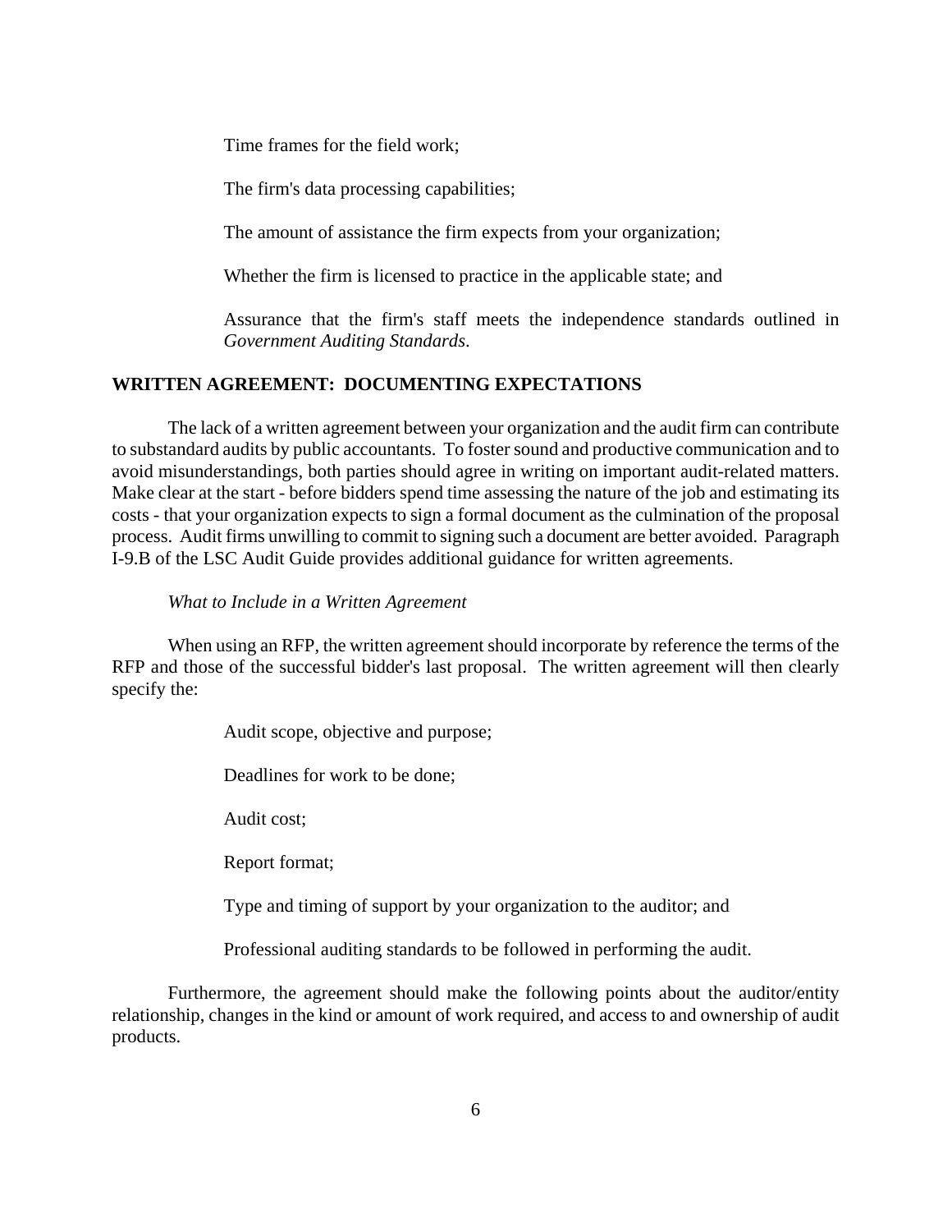Time frames for the field work;

The firm's data processing capabilities;

The amount of assistance the firm expects from your organization;

Whether the firm is licensed to practice in the applicable state; and

Assurance that the firm's staff meets the independence standards outlined in *Government Auditing Standards*.

## WRITTEN AGREEMENT: DOCUMENTING EXPECTATIONS

The lack of a written agreement between your organization and the audit firm can contribute to substandard audits by public accountants. To foster sound and productive communication and to avoid misunderstandings, both parties should agree in writing on important audit-related matters. Make clear at the start - before bidders spend time assessing the nature of the job and estimating its costs - that your organization expects to sign a formal document as the culmination of the proposal process. Audit firms unwilling to commit to signing such a document are better avoided. Paragraph I-9.B of the LSC Audit Guide provides additional guidance for written agreements.

*What to Include in a Written Agreement*

When using an RFP, the written agreement should incorporate by reference the terms of the RFP and those of the successful bidder's last proposal. The written agreement will then clearly specify the:

Audit scope, objective and purpose;

Deadlines for work to be done;

Audit cost;

Report format;

Type and timing of support by your organization to the auditor; and

Professional auditing standards to be followed in performing the audit.

Furthermore, the agreement should make the following points about the auditor/entity relationship, changes in the kind or amount of work required, and access to and ownership of audit products.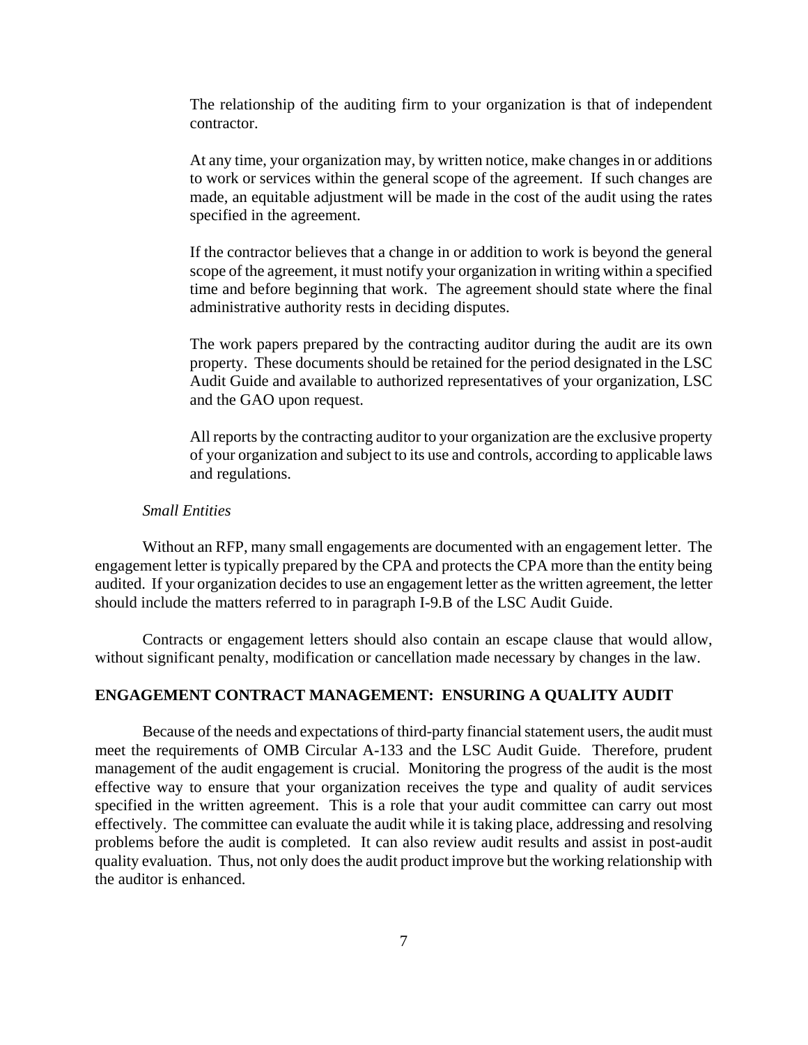The relationship of the auditing firm to your organization is that of independent contractor.

At any time, your organization may, by written notice, make changes in or additions to work or services within the general scope of the agreement. If such changes are made, an equitable adjustment will be made in the cost of the audit using the rates specified in the agreement.

If the contractor believes that a change in or addition to work is beyond the general scope of the agreement, it must notify your organization in writing within a specified time and before beginning that work. The agreement should state where the final administrative authority rests in deciding disputes.

The work papers prepared by the contracting auditor during the audit are its own property. These documents should be retained for the period designated in the LSC Audit Guide and available to authorized representatives of your organization, LSC and the GAO upon request.

All reports by the contracting auditor to your organization are the exclusive property of your organization and subject to its use and controls, according to applicable laws and regulations.

*Small Entities*

Without an RFP, many small engagements are documented with an engagement letter. The engagement letter is typically prepared by the CPA and protects the CPA more than the entity being audited. If your organization decides to use an engagement letter as the written agreement, the letter should include the matters referred to in paragraph I-9.B of the LSC Audit Guide.

Contracts or engagement letters should also contain an escape clause that would allow, without significant penalty, modification or cancellation made necessary by changes in the law.

## ENGAGEMENT CONTRACT MANAGEMENT: ENSURING A QUALITY AUDIT

Because of the needs and expectations of third-party financial statement users, the audit must meet the requirements of OMB Circular A-133 and the LSC Audit Guide. Therefore, prudent management of the audit engagement is crucial. Monitoring the progress of the audit is the most effective way to ensure that your organization receives the type and quality of audit services specified in the written agreement. This is a role that your audit committee can carry out most effectively. The committee can evaluate the audit while it is taking place, addressing and resolving problems before the audit is completed. It can also review audit results and assist in post-audit quality evaluation. Thus, not only does the audit product improve but the working relationship with the auditor is enhanced.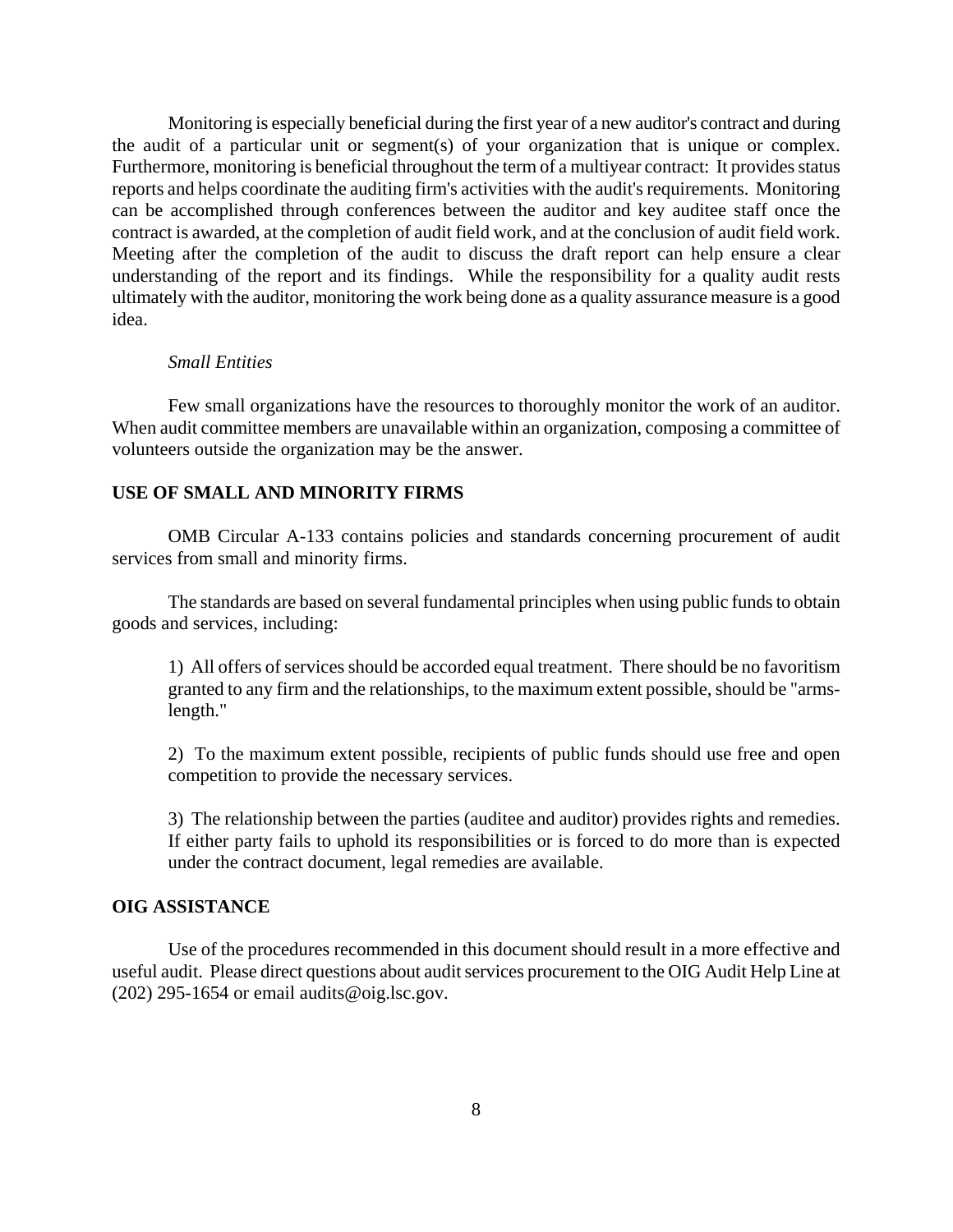Monitoring is especially beneficial during the first year of a new auditor's contract and during the audit of a particular unit or segment(s) of your organization that is unique or complex. Furthermore, monitoring is beneficial throughout the term of a multiyear contract: It provides status reports and helps coordinate the auditing firm's activities with the audit's requirements. Monitoring can be accomplished through conferences between the auditor and key auditee staff once the contract is awarded, at the completion of audit field work, and at the conclusion of audit field work. Meeting after the completion of the audit to discuss the draft report can help ensure a clear understanding of the report and its findings. While the responsibility for a quality audit rests ultimately with the auditor, monitoring the work being done as a quality assurance measure is a good idea.

*Small Entities*

Few small organizations have the resources to thoroughly monitor the work of an auditor. When audit committee members are unavailable within an organization, composing a committee of volunteers outside the organization may be the answer.

## USE OF SMALL AND MINORITY FIRMS

OMB Circular A-133 contains policies and standards concerning procurement of audit services from small and minority firms.

The standards are based on several fundamental principles when using public funds to obtain goods and services, including:

1) All offers of services should be accorded equal treatment. There should be no favoritism granted to any firm and the relationships, to the maximum extent possible, should be "arms-length."

2) To the maximum extent possible, recipients of public funds should use free and open competition to provide the necessary services.

3) The relationship between the parties (auditee and auditor) provides rights and remedies. If either party fails to uphold its responsibilities or is forced to do more than is expected under the contract document, legal remedies are available.

## OIG ASSISTANCE

Use of the procedures recommended in this document should result in a more effective and useful audit. Please direct questions about audit services procurement to the OIG Audit Help Line at (202) 295-1654 or email audits@oig.lsc.gov.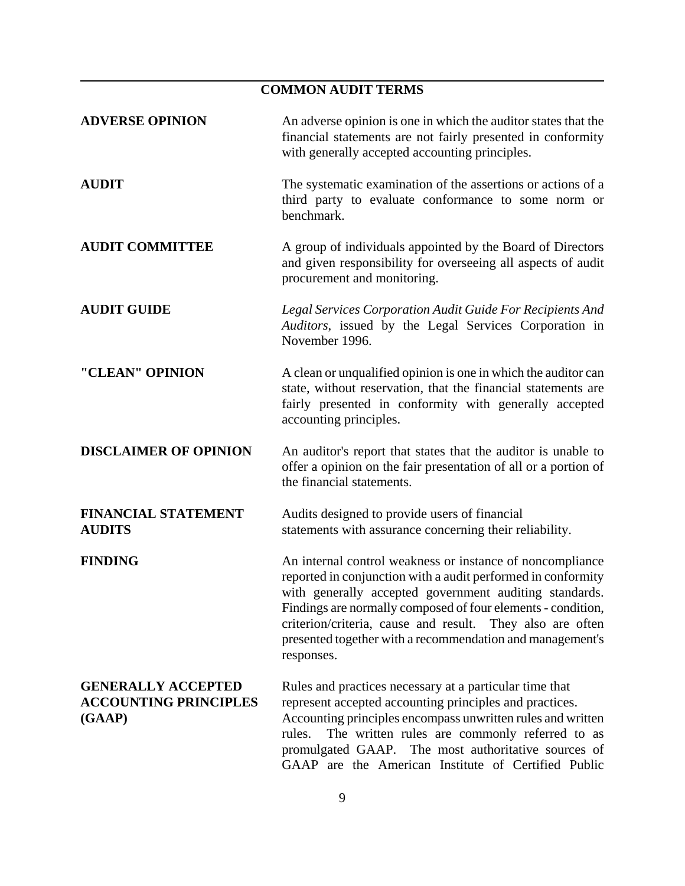## COMMON AUDIT TERMS

**ADVERSE OPINION** — An adverse opinion is one in which the auditor states that the financial statements are not fairly presented in conformity with generally accepted accounting principles.

**AUDIT** — The systematic examination of the assertions or actions of a third party to evaluate conformance to some norm or benchmark.

**AUDIT COMMITTEE** — A group of individuals appointed by the Board of Directors and given responsibility for overseeing all aspects of audit procurement and monitoring.

**AUDIT GUIDE** — *Legal Services Corporation Audit Guide For Recipients And Auditors*, issued by the Legal Services Corporation in November 1996.

**"CLEAN" OPINION** — A clean or unqualified opinion is one in which the auditor can state, without reservation, that the financial statements are fairly presented in conformity with generally accepted accounting principles.

**DISCLAIMER OF OPINION** — An auditor's report that states that the auditor is unable to offer a opinion on the fair presentation of all or a portion of the financial statements.

**FINANCIAL STATEMENT AUDITS** — Audits designed to provide users of financial statements with assurance concerning their reliability.

**FINDING** — An internal control weakness or instance of noncompliance reported in conjunction with a audit performed in conformity with generally accepted government auditing standards. Findings are normally composed of four elements - condition, criterion/criteria, cause and result. They also are often presented together with a recommendation and management's responses.

**GENERALLY ACCEPTED ACCOUNTING PRINCIPLES (GAAP)** — Rules and practices necessary at a particular time that represent accepted accounting principles and practices. Accounting principles encompass unwritten rules and written rules. The written rules are commonly referred to as promulgated GAAP. The most authoritative sources of GAAP are the American Institute of Certified Public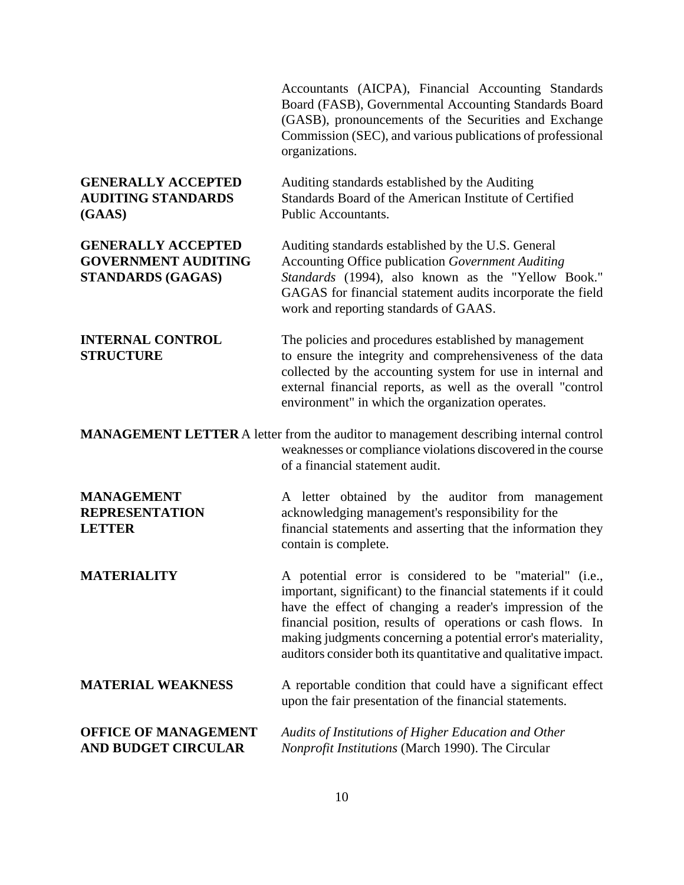Accountants (AICPA), Financial Accounting Standards Board (FASB), Governmental Accounting Standards Board (GASB), pronouncements of the Securities and Exchange Commission (SEC), and various publications of professional organizations.

**GENERALLY ACCEPTED AUDITING STANDARDS (GAAS)**
Auditing standards established by the Auditing Standards Board of the American Institute of Certified Public Accountants.

**GENERALLY ACCEPTED GOVERNMENT AUDITING STANDARDS (GAGAS)**
Auditing standards established by the U.S. General Accounting Office publication *Government Auditing Standards* (1994), also known as the "Yellow Book." GAGAS for financial statement audits incorporate the field work and reporting standards of GAAS.

**INTERNAL CONTROL STRUCTURE**
The policies and procedures established by management to ensure the integrity and comprehensiveness of the data collected by the accounting system for use in internal and external financial reports, as well as the overall "control environment" in which the organization operates.

**MANAGEMENT LETTER**
A letter from the auditor to management describing internal control weaknesses or compliance violations discovered in the course of a financial statement audit.

**MANAGEMENT REPRESENTATION LETTER**
A letter obtained by the auditor from management acknowledging management's responsibility for the financial statements and asserting that the information they contain is complete.

**MATERIALITY**
A potential error is considered to be "material" (i.e., important, significant) to the financial statements if it could have the effect of changing a reader's impression of the financial position, results of operations or cash flows. In making judgments concerning a potential error's materiality, auditors consider both its quantitative and qualitative impact.

**MATERIAL WEAKNESS**
A reportable condition that could have a significant effect upon the fair presentation of the financial statements.

**OFFICE OF MANAGEMENT AND BUDGET CIRCULAR**
*Audits of Institutions of Higher Education and Other Nonprofit Institutions* (March 1990). The Circular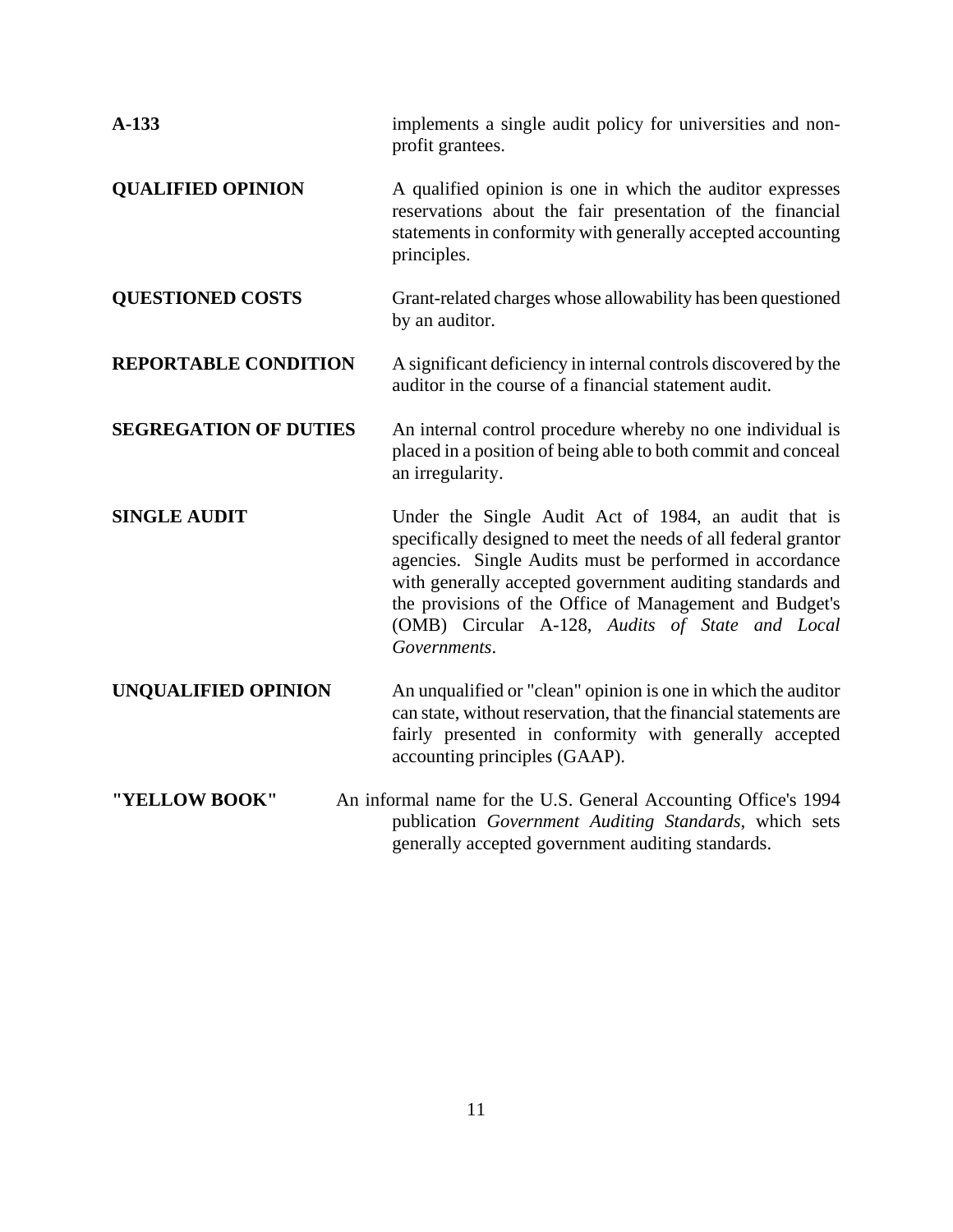**A-133** implements a single audit policy for universities and non-profit grantees.

**QUALIFIED OPINION** A qualified opinion is one in which the auditor expresses reservations about the fair presentation of the financial statements in conformity with generally accepted accounting principles.

**QUESTIONED COSTS** Grant-related charges whose allowability has been questioned by an auditor.

**REPORTABLE CONDITION** A significant deficiency in internal controls discovered by the auditor in the course of a financial statement audit.

**SEGREGATION OF DUTIES** An internal control procedure whereby no one individual is placed in a position of being able to both commit and conceal an irregularity.

**SINGLE AUDIT** Under the Single Audit Act of 1984, an audit that is specifically designed to meet the needs of all federal grantor agencies. Single Audits must be performed in accordance with generally accepted government auditing standards and the provisions of the Office of Management and Budget's (OMB) Circular A-128, *Audits of State and Local Governments*.

**UNQUALIFIED OPINION** An unqualified or "clean" opinion is one in which the auditor can state, without reservation, that the financial statements are fairly presented in conformity with generally accepted accounting principles (GAAP).

**"YELLOW BOOK"** An informal name for the U.S. General Accounting Office's 1994 publication *Government Auditing Standards*, which sets generally accepted government auditing standards.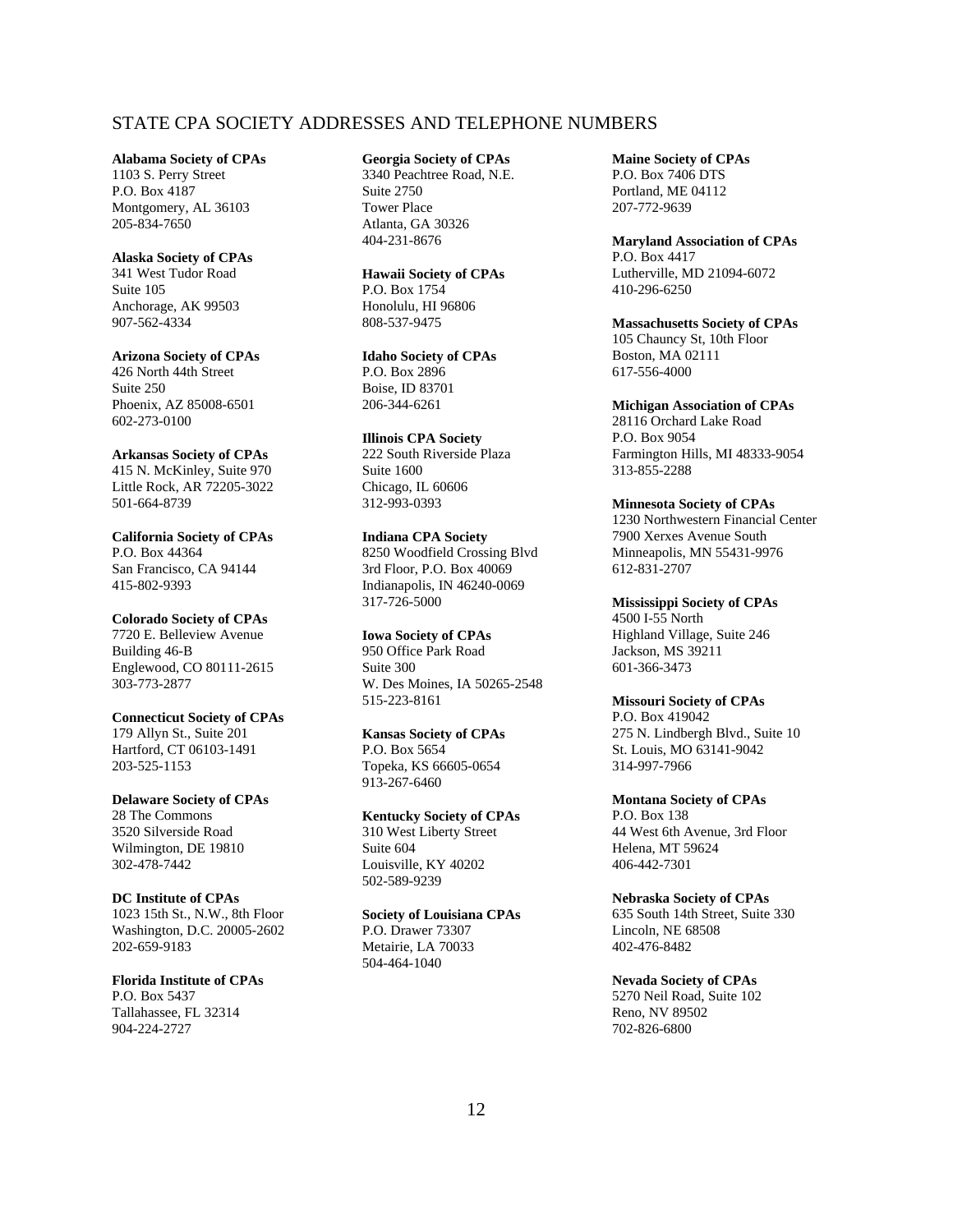## STATE CPA SOCIETY ADDRESSES AND TELEPHONE NUMBERS

**Alabama Society of CPAs**
1103 S. Perry Street
P.O. Box 4187
Montgomery, AL 36103
205-834-7650

**Alaska Society of CPAs**
341 West Tudor Road
Suite 105
Anchorage, AK 99503
907-562-4334

**Arizona Society of CPAs**
426 North 44th Street
Suite 250
Phoenix, AZ 85008-6501
602-273-0100

**Arkansas Society of CPAs**
415 N. McKinley, Suite 970
Little Rock, AR 72205-3022
501-664-8739

**California Society of CPAs**
P.O. Box 44364
San Francisco, CA 94144
415-802-9393

**Colorado Society of CPAs**
7720 E. Belleview Avenue
Building 46-B
Englewood, CO 80111-2615
303-773-2877

**Connecticut Society of CPAs**
179 Allyn St., Suite 201
Hartford, CT 06103-1491
203-525-1153

**Delaware Society of CPAs**
28 The Commons
3520 Silverside Road
Wilmington, DE 19810
302-478-7442

**DC Institute of CPAs**
1023 15th St., N.W., 8th Floor
Washington, D.C. 20005-2602
202-659-9183

**Florida Institute of CPAs**
P.O. Box 5437
Tallahassee, FL 32314
904-224-2727

**Georgia Society of CPAs**
3340 Peachtree Road, N.E.
Suite 2750
Tower Place
Atlanta, GA 30326
404-231-8676

**Hawaii Society of CPAs**
P.O. Box 1754
Honolulu, HI 96806
808-537-9475

**Idaho Society of CPAs**
P.O. Box 2896
Boise, ID 83701
206-344-6261

**Illinois CPA Society**
222 South Riverside Plaza
Suite 1600
Chicago, IL 60606
312-993-0393

**Indiana CPA Society**
8250 Woodfield Crossing Blvd
3rd Floor, P.O. Box 40069
Indianapolis, IN 46240-0069
317-726-5000

**Iowa Society of CPAs**
950 Office Park Road
Suite 300
W. Des Moines, IA 50265-2548
515-223-8161

**Kansas Society of CPAs**
P.O. Box 5654
Topeka, KS 66605-0654
913-267-6460

**Kentucky Society of CPAs**
310 West Liberty Street
Suite 604
Louisville, KY 40202
502-589-9239

**Society of Louisiana CPAs**
P.O. Drawer 73307
Metairie, LA 70033
504-464-1040

**Maine Society of CPAs**
P.O. Box 7406 DTS
Portland, ME 04112
207-772-9639

**Maryland Association of CPAs**
P.O. Box 4417
Lutherville, MD 21094-6072
410-296-6250

**Massachusetts Society of CPAs**
105 Chauncy St, 10th Floor
Boston, MA 02111
617-556-4000

**Michigan Association of CPAs**
28116 Orchard Lake Road
P.O. Box 9054
Farmington Hills, MI 48333-9054
313-855-2288

**Minnesota Society of CPAs**
1230 Northwestern Financial Center
7900 Xerxes Avenue South
Minneapolis, MN 55431-9976
612-831-2707

**Mississippi Society of CPAs**
4500 I-55 North
Highland Village, Suite 246
Jackson, MS 39211
601-366-3473

**Missouri Society of CPAs**
P.O. Box 419042
275 N. Lindbergh Blvd., Suite 10
St. Louis, MO 63141-9042
314-997-7966

**Montana Society of CPAs**
P.O. Box 138
44 West 6th Avenue, 3rd Floor
Helena, MT 59624
406-442-7301

**Nebraska Society of CPAs**
635 South 14th Street, Suite 330
Lincoln, NE 68508
402-476-8482

**Nevada Society of CPAs**
5270 Neil Road, Suite 102
Reno, NV 89502
702-826-6800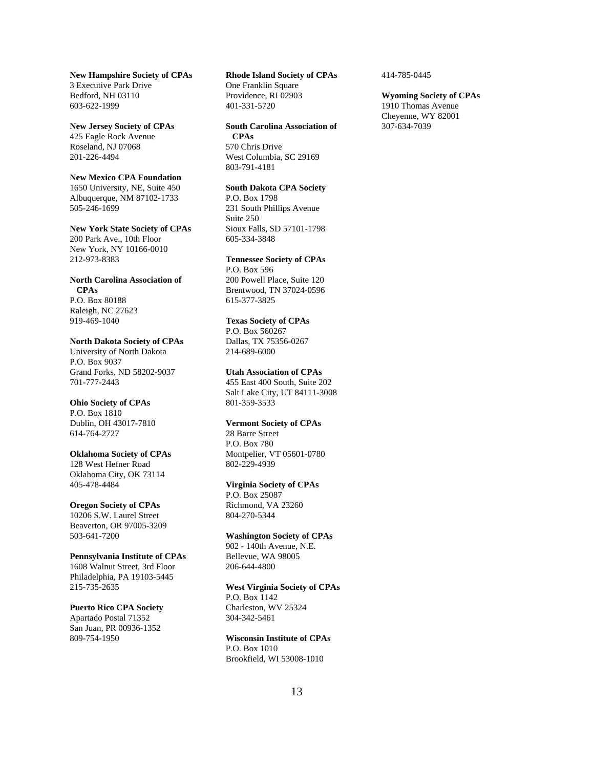**New Hampshire Society of CPAs**
3 Executive Park Drive
Bedford, NH 03110
603-622-1999

**New Jersey Society of CPAs**
425 Eagle Rock Avenue
Roseland, NJ 07068
201-226-4494

**New Mexico CPA Foundation**
1650 University, NE, Suite 450
Albuquerque, NM 87102-1733
505-246-1699

**New York State Society of CPAs**
200 Park Ave., 10th Floor
New York, NY 10166-0010
212-973-8383

**North Carolina Association of CPAs**
P.O. Box 80188
Raleigh, NC 27623
919-469-1040

**North Dakota Society of CPAs**
University of North Dakota
P.O. Box 9037
Grand Forks, ND 58202-9037
701-777-2443

**Ohio Society of CPAs**
P.O. Box 1810
Dublin, OH 43017-7810
614-764-2727

**Oklahoma Society of CPAs**
128 West Hefner Road
Oklahoma City, OK 73114
405-478-4484

**Oregon Society of CPAs**
10206 S.W. Laurel Street
Beaverton, OR 97005-3209
503-641-7200

**Pennsylvania Institute of CPAs**
1608 Walnut Street, 3rd Floor
Philadelphia, PA 19103-5445
215-735-2635

**Puerto Rico CPA Society**
Apartado Postal 71352
San Juan, PR 00936-1352
809-754-1950

**Rhode Island Society of CPAs**
One Franklin Square
Providence, RI 02903
401-331-5720

**South Carolina Association of CPAs**
570 Chris Drive
West Columbia, SC 29169
803-791-4181

**South Dakota CPA Society**
P.O. Box 1798
231 South Phillips Avenue
Suite 250
Sioux Falls, SD 57101-1798
605-334-3848

**Tennessee Society of CPAs**
P.O. Box 596
200 Powell Place, Suite 120
Brentwood, TN 37024-0596
615-377-3825

**Texas Society of CPAs**
P.O. Box 560267
Dallas, TX 75356-0267
214-689-6000

**Utah Association of CPAs**
455 East 400 South, Suite 202
Salt Lake City, UT 84111-3008
801-359-3533

**Vermont Society of CPAs**
28 Barre Street
P.O. Box 780
Montpelier, VT 05601-0780
802-229-4939

**Virginia Society of CPAs**
P.O. Box 25087
Richmond, VA 23260
804-270-5344

**Washington Society of CPAs**
902 - 140th Avenue, N.E.
Bellevue, WA 98005
206-644-4800

**West Virginia Society of CPAs**
P.O. Box 1142
Charleston, WV 25324
304-342-5461

**Wisconsin Institute of CPAs**
P.O. Box 1010
Brookfield, WI 53008-1010
414-785-0445

**Wyoming Society of CPAs**
1910 Thomas Avenue
Cheyenne, WY 82001
307-634-7039